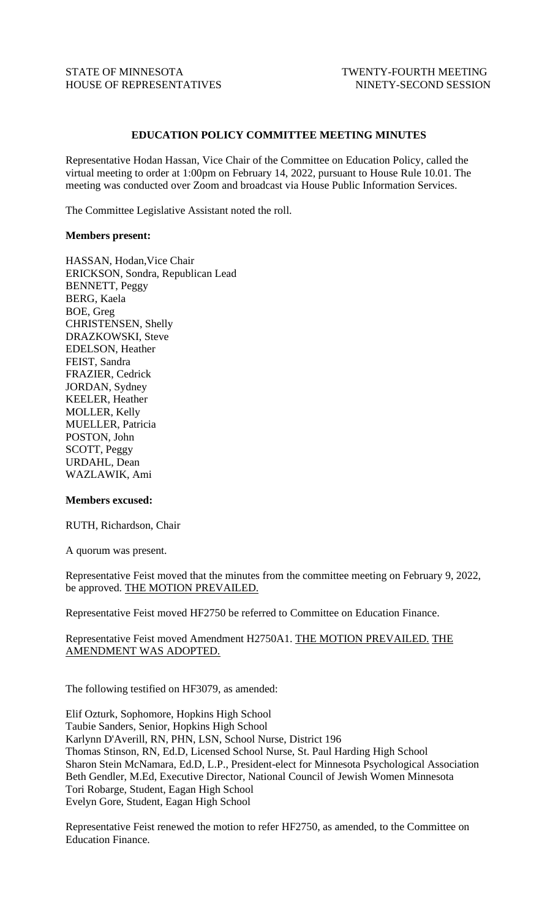STATE OF MINNESOTA TWENTY-FOURTH MEETING
HOUSE OF REPRESENTATIVES NINETY-SECOND SESSION

**EDUCATION POLICY COMMITTEE MEETING MINUTES**

Representative Hodan Hassan, Vice Chair of the Committee on Education Policy, called the virtual meeting to order at 1:00pm on February 14, 2022, pursuant to House Rule 10.01. The meeting was conducted over Zoom and broadcast via House Public Information Services.

The Committee Legislative Assistant noted the roll.

**Members present:**

HASSAN, Hodan,Vice Chair
ERICKSON, Sondra, Republican Lead
BENNETT, Peggy
BERG, Kaela
BOE, Greg
CHRISTENSEN, Shelly
DRAZKOWSKI, Steve
EDELSON, Heather
FEIST, Sandra
FRAZIER, Cedrick
JORDAN, Sydney
KEELER, Heather
MOLLER, Kelly
MUELLER, Patricia
POSTON, John
SCOTT, Peggy
URDAHL, Dean
WAZLAWIK, Ami

**Members excused:**

RUTH, Richardson, Chair

A quorum was present.

Representative Feist moved that the minutes from the committee meeting on February 9, 2022, be approved. <u>THE MOTION PREVAILED.</u>

Representative Feist moved HF2750 be referred to Committee on Education Finance.

Representative Feist moved Amendment H2750A1. <u>THE MOTION PREVAILED.</u> <u>THE AMENDMENT WAS ADOPTED.</u>

The following testified on HF3079, as amended:

Elif Ozturk, Sophomore, Hopkins High School
Taubie Sanders, Senior, Hopkins High School
Karlynn D'Averill, RN, PHN, LSN, School Nurse, District 196
Thomas Stinson, RN, Ed.D, Licensed School Nurse, St. Paul Harding High School
Sharon Stein McNamara, Ed.D, L.P., President-elect for Minnesota Psychological Association
Beth Gendler, M.Ed, Executive Director, National Council of Jewish Women Minnesota
Tori Robarge, Student, Eagan High School
Evelyn Gore, Student, Eagan High School

Representative Feist renewed the motion to refer HF2750, as amended, to the Committee on Education Finance.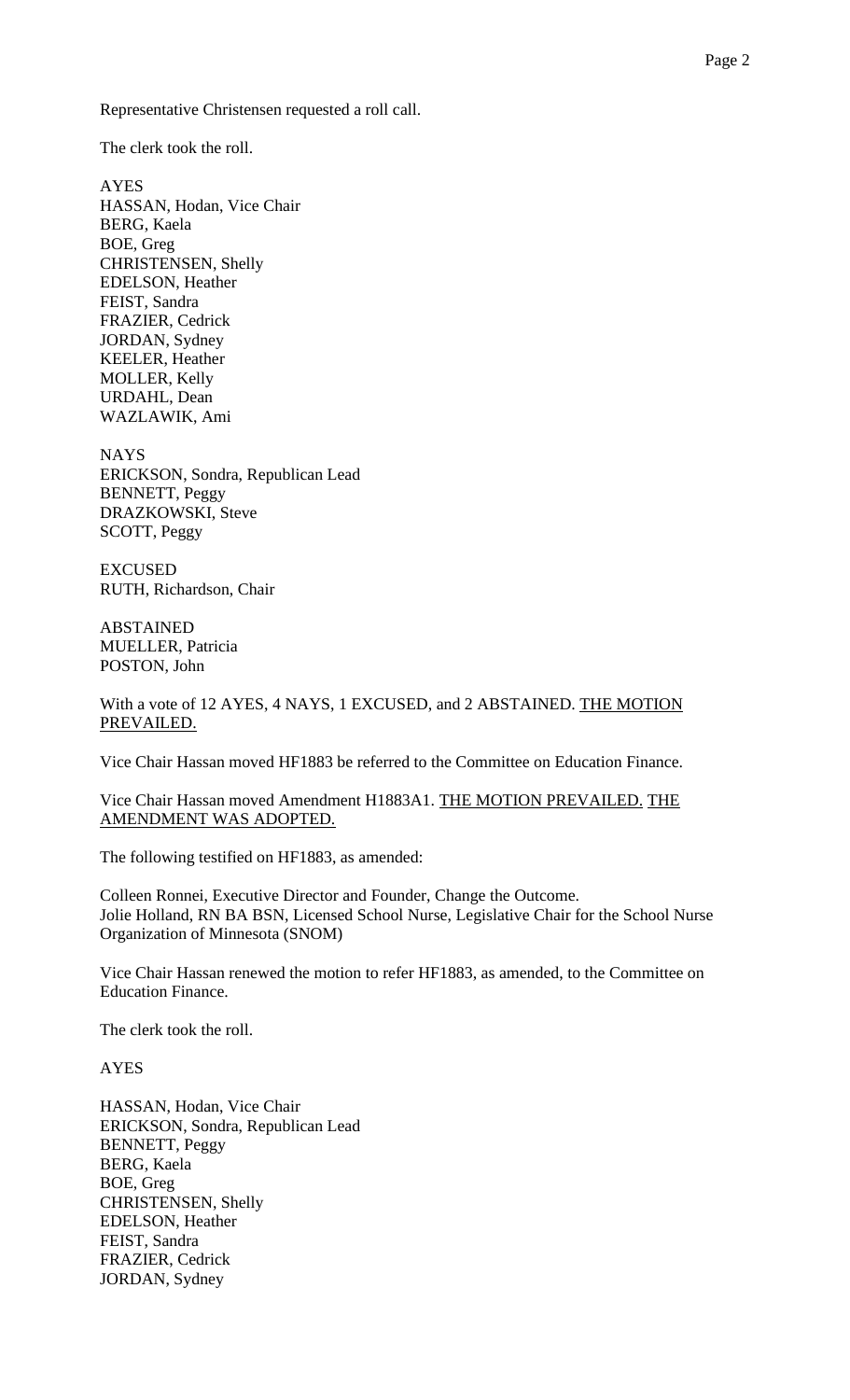Representative Christensen requested a roll call.

The clerk took the roll.

AYES
HASSAN, Hodan, Vice Chair
BERG, Kaela
BOE, Greg
CHRISTENSEN, Shelly
EDELSON, Heather
FEIST, Sandra
FRAZIER, Cedrick
JORDAN, Sydney
KEELER, Heather
MOLLER, Kelly
URDAHL, Dean
WAZLAWIK, Ami

NAYS
ERICKSON, Sondra, Republican Lead
BENNETT, Peggy
DRAZKOWSKI, Steve
SCOTT, Peggy

EXCUSED
RUTH, Richardson, Chair

ABSTAINED
MUELLER, Patricia
POSTON, John

With a vote of 12 AYES, 4 NAYS, 1 EXCUSED, and 2 ABSTAINED. THE MOTION PREVAILED.

Vice Chair Hassan moved HF1883 be referred to the Committee on Education Finance.

Vice Chair Hassan moved Amendment H1883A1. THE MOTION PREVAILED. THE AMENDMENT WAS ADOPTED.

The following testified on HF1883, as amended:

Colleen Ronnei, Executive Director and Founder, Change the Outcome.
Jolie Holland, RN BA BSN, Licensed School Nurse, Legislative Chair for the School Nurse Organization of Minnesota (SNOM)

Vice Chair Hassan renewed the motion to refer HF1883, as amended, to the Committee on Education Finance.

The clerk took the roll.

AYES

HASSAN, Hodan, Vice Chair
ERICKSON, Sondra, Republican Lead
BENNETT, Peggy
BERG, Kaela
BOE, Greg
CHRISTENSEN, Shelly
EDELSON, Heather
FEIST, Sandra
FRAZIER, Cedrick
JORDAN, Sydney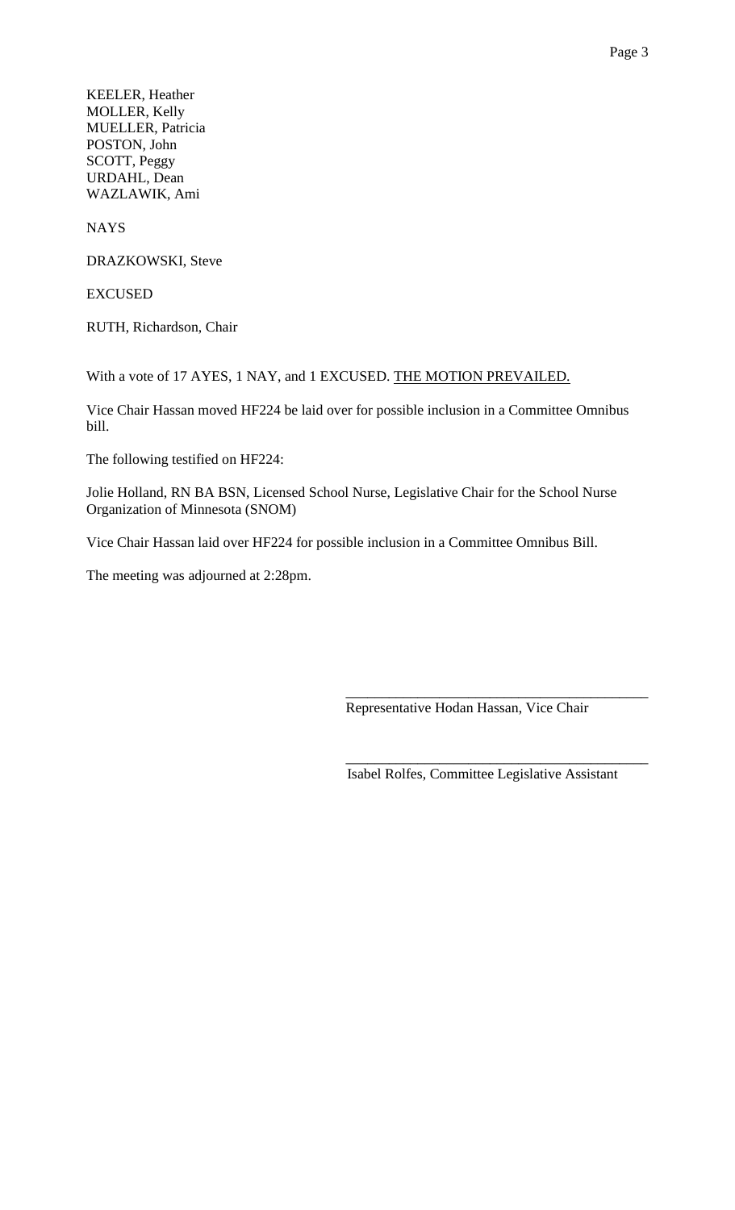KEELER, Heather
MOLLER, Kelly
MUELLER, Patricia
POSTON, John
SCOTT, Peggy
URDAHL, Dean
WAZLAWIK, Ami

NAYS

DRAZKOWSKI, Steve

EXCUSED

RUTH, Richardson, Chair

With a vote of 17 AYES, 1 NAY, and 1 EXCUSED. THE MOTION PREVAILED.

Vice Chair Hassan moved HF224 be laid over for possible inclusion in a Committee Omnibus bill.

The following testified on HF224:

Jolie Holland, RN BA BSN, Licensed School Nurse, Legislative Chair for the School Nurse Organization of Minnesota (SNOM)

Vice Chair Hassan laid over HF224 for possible inclusion in a Committee Omnibus Bill.

The meeting was adjourned at 2:28pm.

\_\_\_\_\_\_\_\_\_\_\_\_\_\_\_\_\_\_\_\_\_\_\_\_\_\_\_\_\_\_\_\_\_\_\_\_\_\_\_\_\_\_
Representative Hodan Hassan, Vice Chair

\_\_\_\_\_\_\_\_\_\_\_\_\_\_\_\_\_\_\_\_\_\_\_\_\_\_\_\_\_\_\_\_\_\_\_\_\_\_\_\_\_\_
Isabel Rolfes, Committee Legislative Assistant